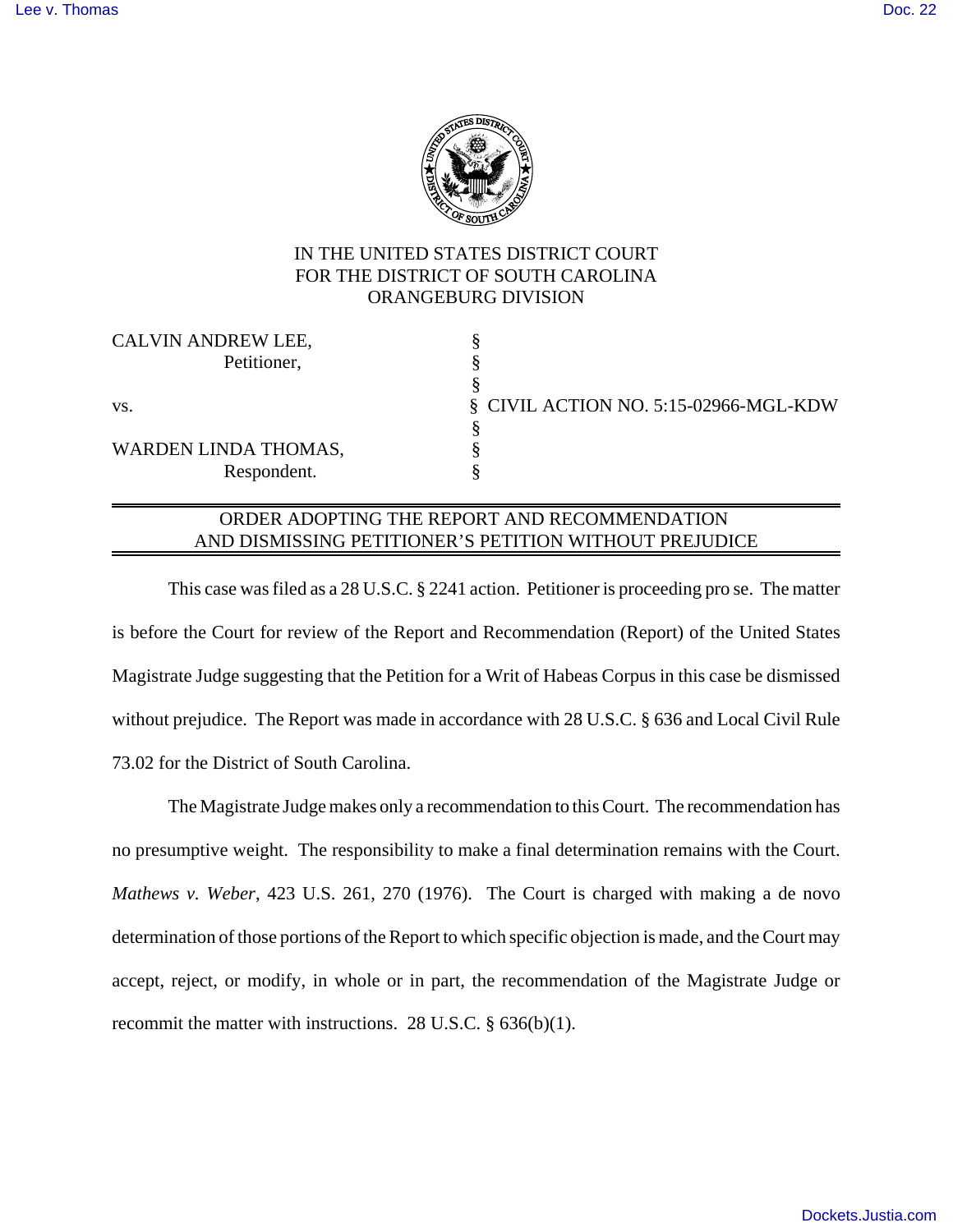IN THE UNITED STATES DISTRICT COURT
FOR THE DISTRICT OF SOUTH CAROLINA
ORANGEBURG DIVISION

| | | |
|---|---|---|
| CALVIN ANDREW LEE, | § | |
| Petitioner, | § | |
| | § | |
| vs. | § | CIVIL ACTION NO. 5:15-02966-MGL-KDW |
| | § | |
| WARDEN LINDA THOMAS, | § | |
| Respondent. | § | |

## ORDER ADOPTING THE REPORT AND RECOMMENDATION AND DISMISSING PETITIONER'S PETITION WITHOUT PREJUDICE

This case was filed as a 28 U.S.C. § 2241 action. Petitioner is proceeding pro se. The matter is before the Court for review of the Report and Recommendation (Report) of the United States Magistrate Judge suggesting that the Petition for a Writ of Habeas Corpus in this case be dismissed without prejudice. The Report was made in accordance with 28 U.S.C. § 636 and Local Civil Rule 73.02 for the District of South Carolina.

The Magistrate Judge makes only a recommendation to this Court. The recommendation has no presumptive weight. The responsibility to make a final determination remains with the Court. *Mathews v. Weber*, 423 U.S. 261, 270 (1976). The Court is charged with making a de novo determination of those portions of the Report to which specific objection is made, and the Court may accept, reject, or modify, in whole or in part, the recommendation of the Magistrate Judge or recommit the matter with instructions. 28 U.S.C. § 636(b)(1).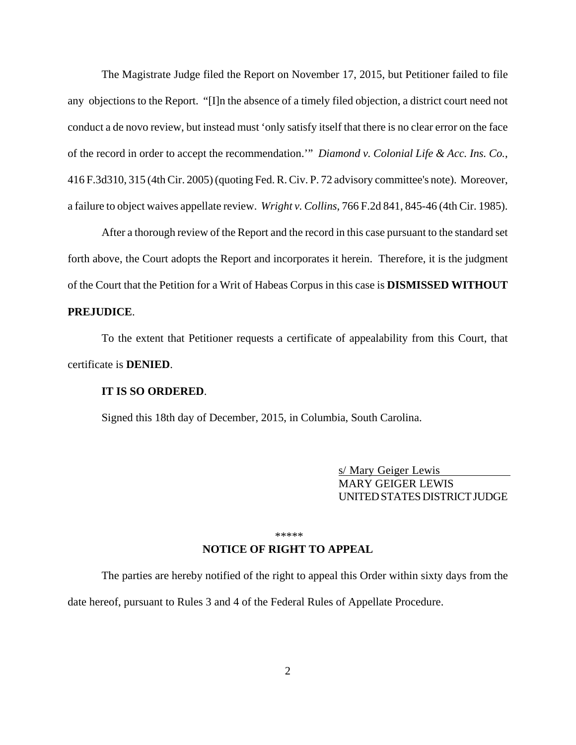The Magistrate Judge filed the Report on November 17, 2015, but Petitioner failed to file any objections to the Report. "[I]n the absence of a timely filed objection, a district court need not conduct a de novo review, but instead must 'only satisfy itself that there is no clear error on the face of the record in order to accept the recommendation.'" *Diamond v. Colonial Life & Acc. Ins. Co.*, 416 F.3d310, 315 (4th Cir. 2005) (quoting Fed. R. Civ. P. 72 advisory committee's note). Moreover, a failure to object waives appellate review. *Wright v. Collins*, 766 F.2d 841, 845-46 (4th Cir. 1985).

After a thorough review of the Report and the record in this case pursuant to the standard set forth above, the Court adopts the Report and incorporates it herein. Therefore, it is the judgment of the Court that the Petition for a Writ of Habeas Corpus in this case is **DISMISSED WITHOUT PREJUDICE**.

To the extent that Petitioner requests a certificate of appealability from this Court, that certificate is **DENIED**.

**IT IS SO ORDERED**.

Signed this 18th day of December, 2015, in Columbia, South Carolina.

s/ Mary Geiger Lewis
MARY GEIGER LEWIS
UNITED STATES DISTRICT JUDGE

*****

**NOTICE OF RIGHT TO APPEAL**

The parties are hereby notified of the right to appeal this Order within sixty days from the date hereof, pursuant to Rules 3 and 4 of the Federal Rules of Appellate Procedure.